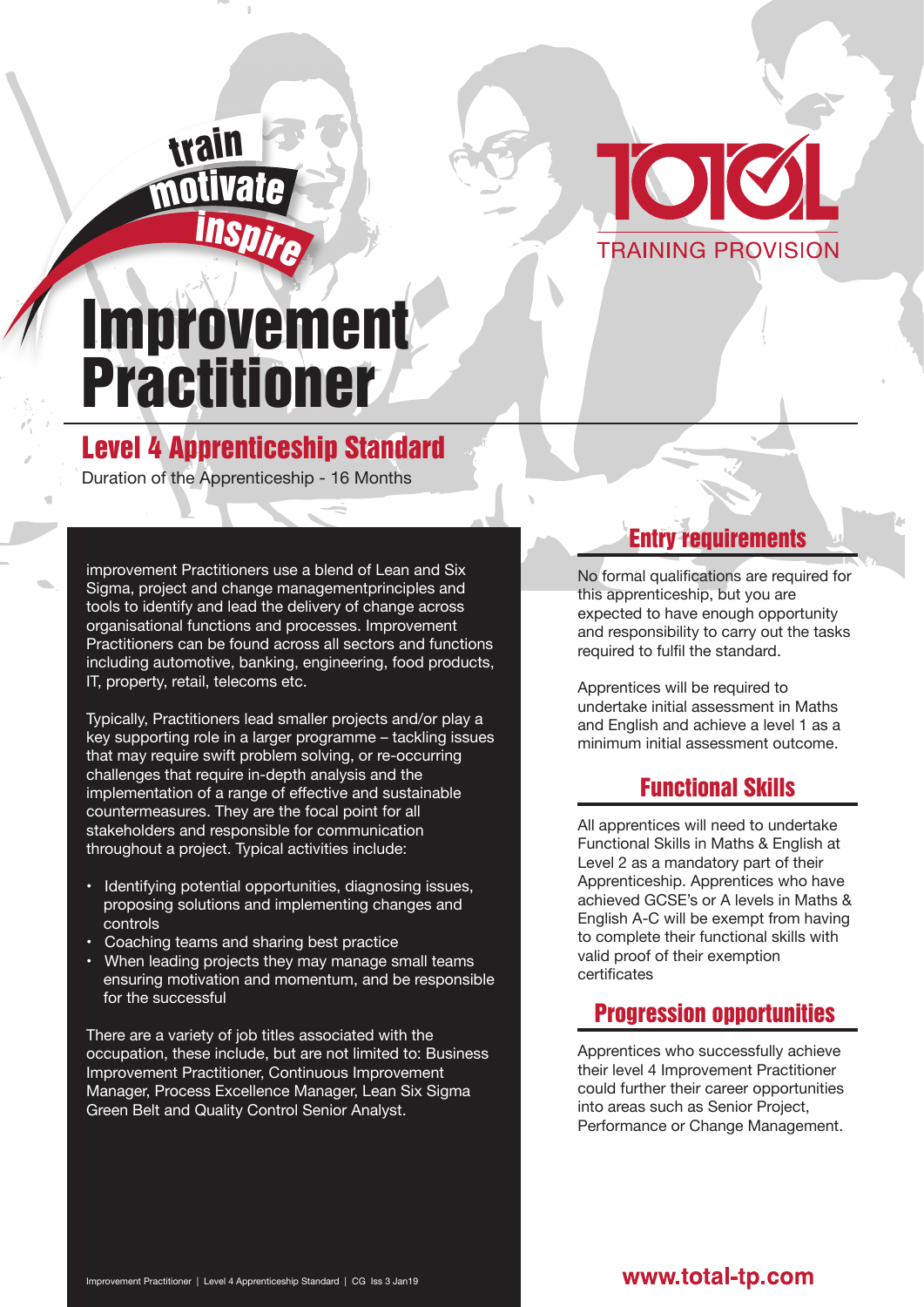train
motivate
inspire

TOTAL TRAINING PROVISION

# Improvement Practitioner

## Level 4 Apprenticeship Standard

Duration of the Apprenticeship - 16 Months

improvement Practitioners use a blend of Lean and Six Sigma, project and change managementprinciples and tools to identify and lead the delivery of change across organisational functions and processes. Improvement Practitioners can be found across all sectors and functions including automotive, banking, engineering, food products, IT, property, retail, telecoms etc.

Typically, Practitioners lead smaller projects and/or play a key supporting role in a larger programme – tackling issues that may require swift problem solving, or re-occurring challenges that require in-depth analysis and the implementation of a range of effective and sustainable countermeasures. They are the focal point for all stakeholders and responsible for communication throughout a project. Typical activities include:

- Identifying potential opportunities, diagnosing issues, proposing solutions and implementing changes and controls
- Coaching teams and sharing best practice
- When leading projects they may manage small teams ensuring motivation and momentum, and be responsible for the successful

There are a variety of job titles associated with the occupation, these include, but are not limited to: Business Improvement Practitioner, Continuous Improvement Manager, Process Excellence Manager, Lean Six Sigma Green Belt and Quality Control Senior Analyst.

## Entry requirements

No formal qualifications are required for this apprenticeship, but you are expected to have enough opportunity and responsibility to carry out the tasks required to fulfil the standard.

Apprentices will be required to undertake initial assessment in Maths and English and achieve a level 1 as a minimum initial assessment outcome.

## Functional Skills

All apprentices will need to undertake Functional Skills in Maths & English at Level 2 as a mandatory part of their Apprenticeship. Apprentices who have achieved GCSE's or A levels in Maths & English A-C will be exempt from having to complete their functional skills with valid proof of their exemption certificates

## Progression opportunities

Apprentices who successfully achieve their level 4 Improvement Practitioner could further their career opportunities into areas such as Senior Project, Performance or Change Management.

www.total-tp.com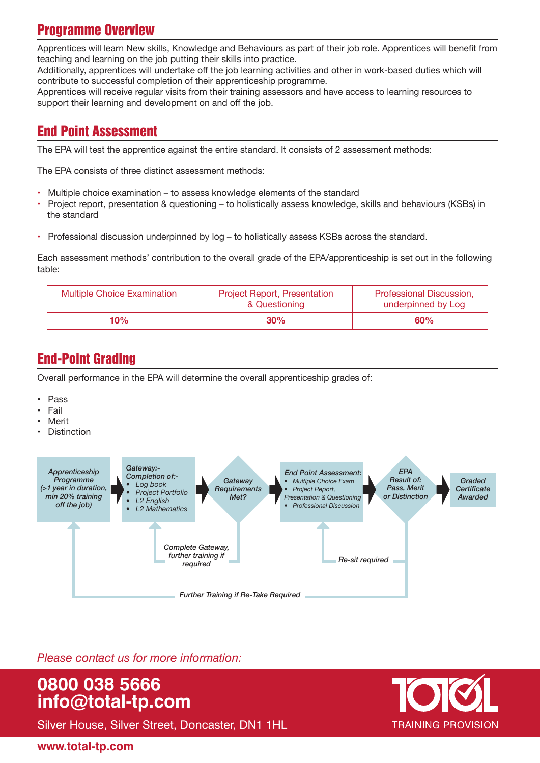## Programme Overview

Apprentices will learn New skills, Knowledge and Behaviours as part of their job role. Apprentices will benefit from teaching and learning on the job putting their skills into practice.
Additionally, apprentices will undertake off the job learning activities and other in work-based duties which will contribute to successful completion of their apprenticeship programme.
Apprentices will receive regular visits from their training assessors and have access to learning resources to support their learning and development on and off the job.

## End Point Assessment

The EPA will test the apprentice against the entire standard. It consists of 2 assessment methods:

The EPA consists of three distinct assessment methods:

- Multiple choice examination – to assess knowledge elements of the standard
- Project report, presentation & questioning – to holistically assess knowledge, skills and behaviours (KSBs) in the standard
- Professional discussion underpinned by log – to holistically assess KSBs across the standard.

Each assessment methods' contribution to the overall grade of the EPA/apprenticeship is set out in the following table:

| Multiple Choice Examination | Project Report, Presentation & Questioning | Professional Discussion, underpinned by Log |
|---|---|---|
| **10%** | **30%** | **60%** |

## End-Point Grading

Overall performance in the EPA will determine the overall apprenticeship grades of:

- Pass
- Fail
- Merit
- Distinction

*Apprenticeship Programme (>1 year in duration, min 20% training off the job)*

*Gateway:- Completion of:-*
- *Log book*
- *Project Portfolio*
- *L2 English*
- *L2 Mathematics*

*Gateway Requirements Met?*

*End Point Assessment:*
- *Multiple Choice Exam*
- *Project Report, Presentation & Questioning*
- *Professional Discussion*

*EPA Result of: Pass, Merit or Distinction*

*Graded Certificate Awarded*

*Complete Gateway, further training if required*

*Re-sit required*

*Further Training if Re-Take Required*

*Please contact us for more information:*

**0800 038 5666**
**info@total-tp.com**

Silver House, Silver Street, Doncaster, DN1 1HL

TOTAL TRAINING PROVISION

**www.total-tp.com**